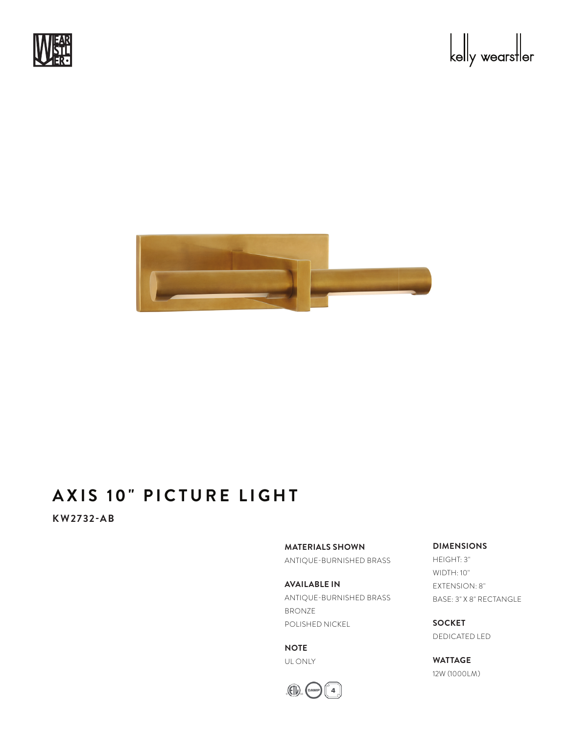# AXIS 10" PICTURE LIGHT

**KW2732-AB**

**MATERIALS SHOWN**

ANTIQUE-BURNISHED BRASS

**AVAILABLE IN**

ANTIQUE-BURNISHED BRASS
BRONZE
POLISHED NICKEL

**NOTE**

UL ONLY

**DIMENSIONS**

HEIGHT: 3"
WIDTH: 10"
EXTENSION: 8"
BASE: 3" X 8" RECTANGLE

**SOCKET**

DEDICATED LED

**WATTAGE**

12W (1000LM)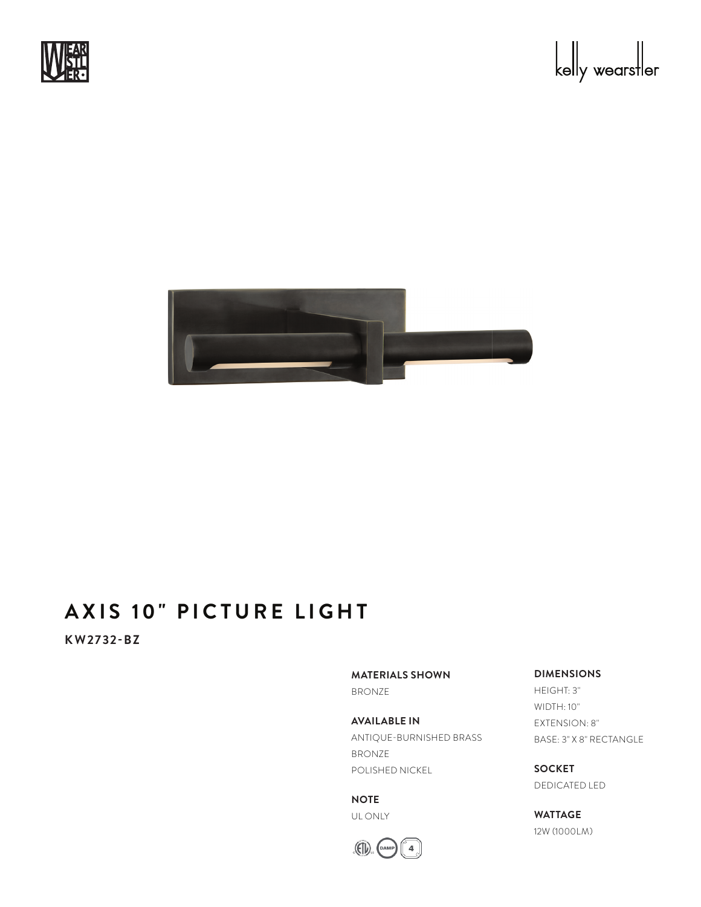# AXIS 10" PICTURE LIGHT

**KW2732-BZ**

**MATERIALS SHOWN**
BRONZE

**AVAILABLE IN**
ANTIQUE-BURNISHED BRASS
BRONZE
POLISHED NICKEL

**NOTE**
UL ONLY

**DIMENSIONS**
HEIGHT: 3"
WIDTH: 10"
EXTENSION: 8"
BASE: 3" X 8" RECTANGLE

**SOCKET**
DEDICATED LED

**WATTAGE**
12W (1000LM)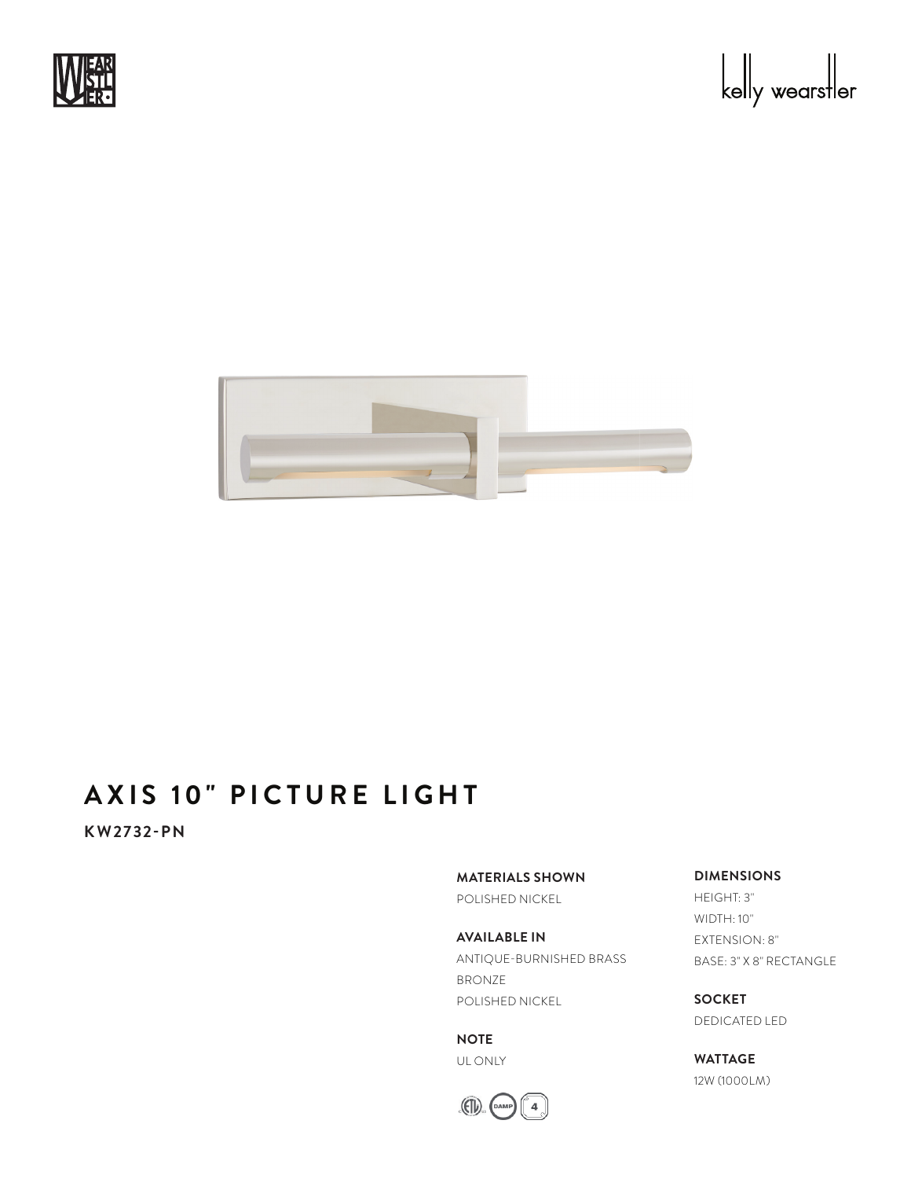# AXIS 10" PICTURE LIGHT

**KW2732-PN**

**MATERIALS SHOWN**
POLISHED NICKEL

**AVAILABLE IN**
ANTIQUE-BURNISHED BRASS
BRONZE
POLISHED NICKEL

**NOTE**
UL ONLY

**DIMENSIONS**
HEIGHT: 3"
WIDTH: 10"
EXTENSION: 8"
BASE: 3" X 8" RECTANGLE

**SOCKET**
DEDICATED LED

**WATTAGE**
12W (1000LM)